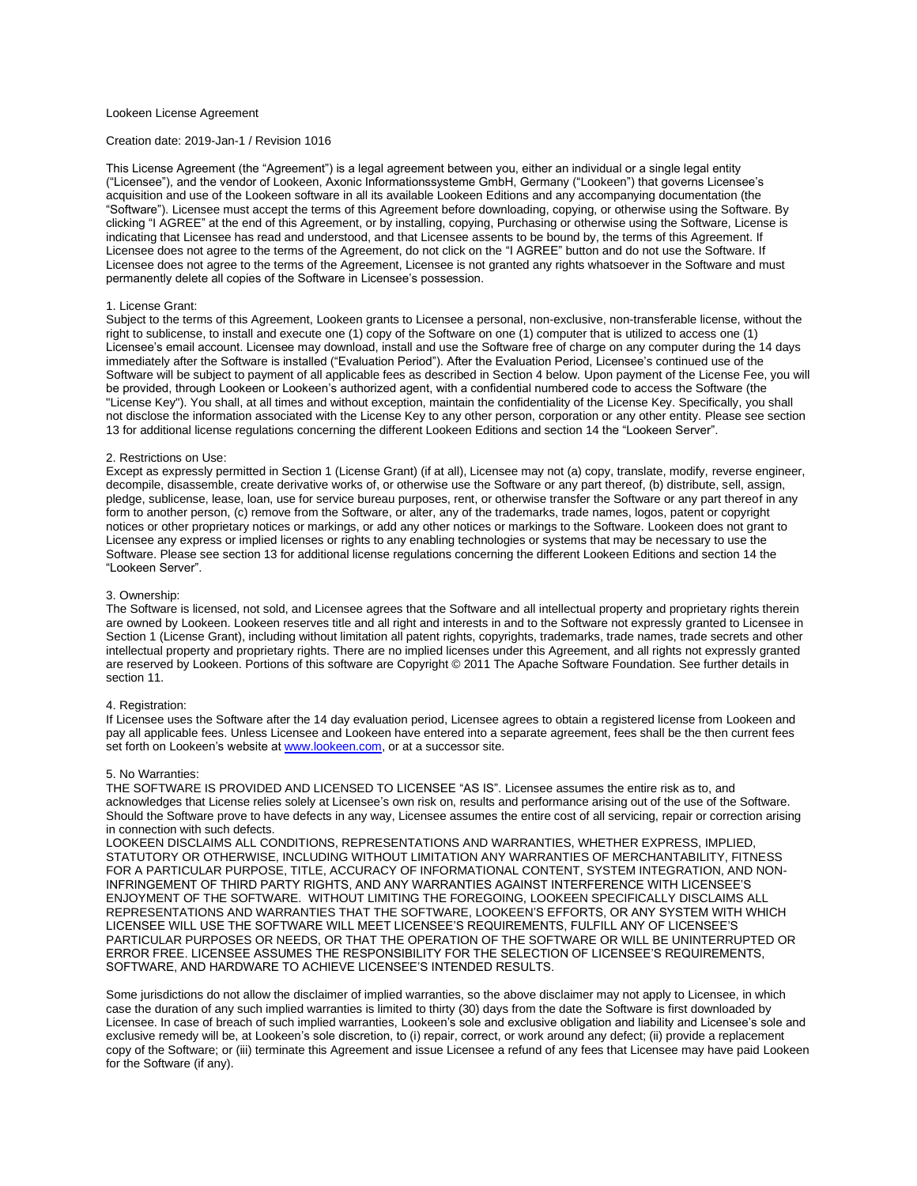Lookeen License Agreement

Creation date: 2019-Jan-1 / Revision 1016

This License Agreement (the "Agreement") is a legal agreement between you, either an individual or a single legal entity ("Licensee"), and the vendor of Lookeen, Axonic Informationssysteme GmbH, Germany ("Lookeen") that governs Licensee's acquisition and use of the Lookeen software in all its available Lookeen Editions and any accompanying documentation (the "Software"). Licensee must accept the terms of this Agreement before downloading, copying, or otherwise using the Software. By clicking "I AGREE" at the end of this Agreement, or by installing, copying, Purchasing or otherwise using the Software, License is indicating that Licensee has read and understood, and that Licensee assents to be bound by, the terms of this Agreement. If Licensee does not agree to the terms of the Agreement, do not click on the "I AGREE" button and do not use the Software. If Licensee does not agree to the terms of the Agreement, Licensee is not granted any rights whatsoever in the Software and must permanently delete all copies of the Software in Licensee's possession.

1. License Grant:
Subject to the terms of this Agreement, Lookeen grants to Licensee a personal, non-exclusive, non-transferable license, without the right to sublicense, to install and execute one (1) copy of the Software on one (1) computer that is utilized to access one (1) Licensee's email account. Licensee may download, install and use the Software free of charge on any computer during the 14 days immediately after the Software is installed ("Evaluation Period"). After the Evaluation Period, Licensee's continued use of the Software will be subject to payment of all applicable fees as described in Section 4 below. Upon payment of the License Fee, you will be provided, through Lookeen or Lookeen's authorized agent, with a confidential numbered code to access the Software (the "License Key"). You shall, at all times and without exception, maintain the confidentiality of the License Key. Specifically, you shall not disclose the information associated with the License Key to any other person, corporation or any other entity. Please see section 13 for additional license regulations concerning the different Lookeen Editions and section 14 the "Lookeen Server".

2. Restrictions on Use:
Except as expressly permitted in Section 1 (License Grant) (if at all), Licensee may not (a) copy, translate, modify, reverse engineer, decompile, disassemble, create derivative works of, or otherwise use the Software or any part thereof, (b) distribute, sell, assign, pledge, sublicense, lease, loan, use for service bureau purposes, rent, or otherwise transfer the Software or any part thereof in any form to another person, (c) remove from the Software, or alter, any of the trademarks, trade names, logos, patent or copyright notices or other proprietary notices or markings, or add any other notices or markings to the Software. Lookeen does not grant to Licensee any express or implied licenses or rights to any enabling technologies or systems that may be necessary to use the Software. Please see section 13 for additional license regulations concerning the different Lookeen Editions and section 14 the "Lookeen Server".

3. Ownership:
The Software is licensed, not sold, and Licensee agrees that the Software and all intellectual property and proprietary rights therein are owned by Lookeen. Lookeen reserves title and all right and interests in and to the Software not expressly granted to Licensee in Section 1 (License Grant), including without limitation all patent rights, copyrights, trademarks, trade names, trade secrets and other intellectual property and proprietary rights. There are no implied licenses under this Agreement, and all rights not expressly granted are reserved by Lookeen. Portions of this software are Copyright © 2011 The Apache Software Foundation. See further details in section 11.

4. Registration:
If Licensee uses the Software after the 14 day evaluation period, Licensee agrees to obtain a registered license from Lookeen and pay all applicable fees. Unless Licensee and Lookeen have entered into a separate agreement, fees shall be the then current fees set forth on Lookeen's website at [www.lookeen.com](www.lookeen.com), or at a successor site.

5. No Warranties:
THE SOFTWARE IS PROVIDED AND LICENSED TO LICENSEE "AS IS". Licensee assumes the entire risk as to, and acknowledges that License relies solely at Licensee's own risk on, results and performance arising out of the use of the Software. Should the Software prove to have defects in any way, Licensee assumes the entire cost of all servicing, repair or correction arising in connection with such defects.
LOOKEEN DISCLAIMS ALL CONDITIONS, REPRESENTATIONS AND WARRANTIES, WHETHER EXPRESS, IMPLIED, STATUTORY OR OTHERWISE, INCLUDING WITHOUT LIMITATION ANY WARRANTIES OF MERCHANTABILITY, FITNESS FOR A PARTICULAR PURPOSE, TITLE, ACCURACY OF INFORMATIONAL CONTENT, SYSTEM INTEGRATION, AND NON-INFRINGEMENT OF THIRD PARTY RIGHTS, AND ANY WARRANTIES AGAINST INTERFERENCE WITH LICENSEE'S ENJOYMENT OF THE SOFTWARE. WITHOUT LIMITING THE FOREGOING, LOOKEEN SPECIFICALLY DISCLAIMS ALL REPRESENTATIONS AND WARRANTIES THAT THE SOFTWARE, LOOKEEN'S EFFORTS, OR ANY SYSTEM WITH WHICH LICENSEE WILL USE THE SOFTWARE WILL MEET LICENSEE'S REQUIREMENTS, FULFILL ANY OF LICENSEE'S PARTICULAR PURPOSES OR NEEDS, OR THAT THE OPERATION OF THE SOFTWARE OR WILL BE UNINTERRUPTED OR ERROR FREE. LICENSEE ASSUMES THE RESPONSIBILITY FOR THE SELECTION OF LICENSEE'S REQUIREMENTS, SOFTWARE, AND HARDWARE TO ACHIEVE LICENSEE'S INTENDED RESULTS.

Some jurisdictions do not allow the disclaimer of implied warranties, so the above disclaimer may not apply to Licensee, in which case the duration of any such implied warranties is limited to thirty (30) days from the date the Software is first downloaded by Licensee. In case of breach of such implied warranties, Lookeen's sole and exclusive obligation and liability and Licensee's sole and exclusive remedy will be, at Lookeen's sole discretion, to (i) repair, correct, or work around any defect; (ii) provide a replacement copy of the Software; or (iii) terminate this Agreement and issue Licensee a refund of any fees that Licensee may have paid Lookeen for the Software (if any).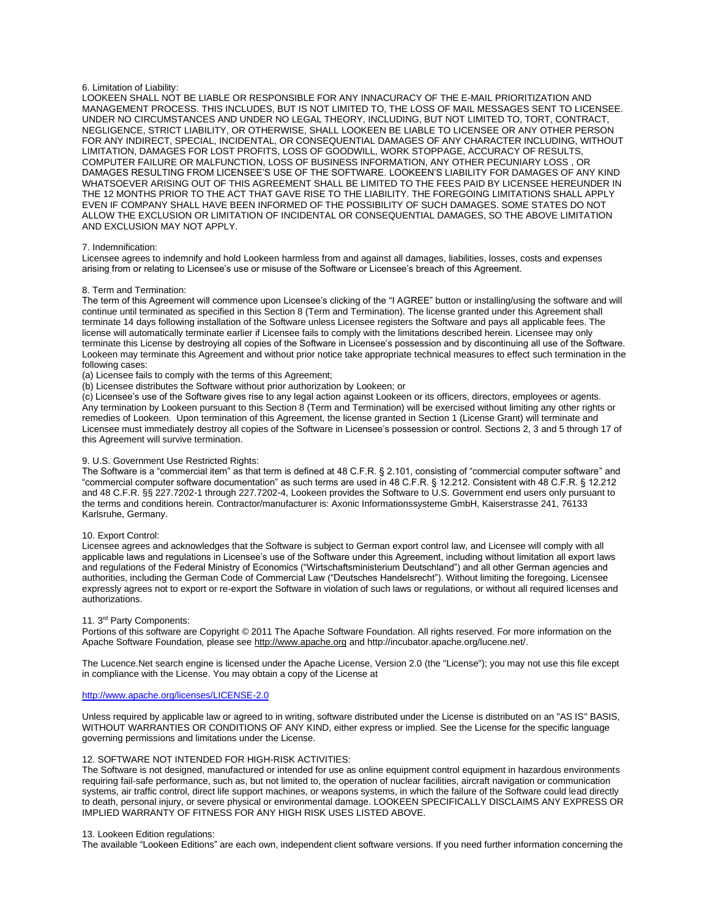6. Limitation of Liability:
LOOKEEN SHALL NOT BE LIABLE OR RESPONSIBLE FOR ANY INNACURACY OF THE E-MAIL PRIORITIZATION AND MANAGEMENT PROCESS. THIS INCLUDES, BUT IS NOT LIMITED TO, THE LOSS OF MAIL MESSAGES SENT TO LICENSEE. UNDER NO CIRCUMSTANCES AND UNDER NO LEGAL THEORY, INCLUDING, BUT NOT LIMITED TO, TORT, CONTRACT, NEGLIGENCE, STRICT LIABILITY, OR OTHERWISE, SHALL LOOKEEN BE LIABLE TO LICENSEE OR ANY OTHER PERSON FOR ANY INDIRECT, SPECIAL, INCIDENTAL, OR CONSEQUENTIAL DAMAGES OF ANY CHARACTER INCLUDING, WITHOUT LIMITATION, DAMAGES FOR LOST PROFITS, LOSS OF GOODWILL, WORK STOPPAGE, ACCURACY OF RESULTS, COMPUTER FAILURE OR MALFUNCTION, LOSS OF BUSINESS INFORMATION, ANY OTHER PECUNIARY LOSS , OR DAMAGES RESULTING FROM LICENSEE'S USE OF THE SOFTWARE. LOOKEEN'S LIABILITY FOR DAMAGES OF ANY KIND WHATSOEVER ARISING OUT OF THIS AGREEMENT SHALL BE LIMITED TO THE FEES PAID BY LICENSEE HEREUNDER IN THE 12 MONTHS PRIOR TO THE ACT THAT GAVE RISE TO THE LIABILITY. THE FOREGOING LIMITATIONS SHALL APPLY EVEN IF COMPANY SHALL HAVE BEEN INFORMED OF THE POSSIBILITY OF SUCH DAMAGES. SOME STATES DO NOT ALLOW THE EXCLUSION OR LIMITATION OF INCIDENTAL OR CONSEQUENTIAL DAMAGES, SO THE ABOVE LIMITATION AND EXCLUSION MAY NOT APPLY.

7. Indemnification:
Licensee agrees to indemnify and hold Lookeen harmless from and against all damages, liabilities, losses, costs and expenses arising from or relating to Licensee's use or misuse of the Software or Licensee's breach of this Agreement.

8. Term and Termination:
The term of this Agreement will commence upon Licensee's clicking of the "I AGREE" button or installing/using the software and will continue until terminated as specified in this Section 8 (Term and Termination). The license granted under this Agreement shall terminate 14 days following installation of the Software unless Licensee registers the Software and pays all applicable fees. The license will automatically terminate earlier if Licensee fails to comply with the limitations described herein. Licensee may only terminate this License by destroying all copies of the Software in Licensee's possession and by discontinuing all use of the Software. Lookeen may terminate this Agreement and without prior notice take appropriate technical measures to effect such termination in the following cases:
(a) Licensee fails to comply with the terms of this Agreement;
(b) Licensee distributes the Software without prior authorization by Lookeen; or
(c) Licensee's use of the Software gives rise to any legal action against Lookeen or its officers, directors, employees or agents.
Any termination by Lookeen pursuant to this Section 8 (Term and Termination) will be exercised without limiting any other rights or remedies of Lookeen. Upon termination of this Agreement, the license granted in Section 1 (License Grant) will terminate and Licensee must immediately destroy all copies of the Software in Licensee's possession or control. Sections 2, 3 and 5 through 17 of this Agreement will survive termination.

9. U.S. Government Use Restricted Rights:
The Software is a "commercial item" as that term is defined at 48 C.F.R. § 2.101, consisting of "commercial computer software" and "commercial computer software documentation" as such terms are used in 48 C.F.R. § 12.212. Consistent with 48 C.F.R. § 12.212 and 48 C.F.R. §§ 227.7202-1 through 227.7202-4, Lookeen provides the Software to U.S. Government end users only pursuant to the terms and conditions herein. Contractor/manufacturer is: Axonic Informationssysteme GmbH, Kaiserstrasse 241, 76133 Karlsruhe, Germany.

10. Export Control:
Licensee agrees and acknowledges that the Software is subject to German export control law, and Licensee will comply with all applicable laws and regulations in Licensee's use of the Software under this Agreement, including without limitation all export laws and regulations of the Federal Ministry of Economics ("Wirtschaftsministerium Deutschland") and all other German agencies and authorities, including the German Code of Commercial Law ("Deutsches Handelsrecht"). Without limiting the foregoing, Licensee expressly agrees not to export or re-export the Software in violation of such laws or regulations, or without all required licenses and authorizations.

11. 3rd Party Components:
Portions of this software are Copyright © 2011 The Apache Software Foundation. All rights reserved. For more information on the Apache Software Foundation, please see http://www.apache.org and http://incubator.apache.org/lucene.net/.

The Lucence.Net search engine is licensed under the Apache License, Version 2.0 (the "License"); you may not use this file except in compliance with the License. You may obtain a copy of the License at

http://www.apache.org/licenses/LICENSE-2.0

Unless required by applicable law or agreed to in writing, software distributed under the License is distributed on an "AS IS" BASIS, WITHOUT WARRANTIES OR CONDITIONS OF ANY KIND, either express or implied. See the License for the specific language governing permissions and limitations under the License.

12. SOFTWARE NOT INTENDED FOR HIGH-RISK ACTIVITIES:
The Software is not designed, manufactured or intended for use as online equipment control equipment in hazardous environments requiring fail-safe performance, such as, but not limited to, the operation of nuclear facilities, aircraft navigation or communication systems, air traffic control, direct life support machines, or weapons systems, in which the failure of the Software could lead directly to death, personal injury, or severe physical or environmental damage. LOOKEEN SPECIFICALLY DISCLAIMS ANY EXPRESS OR IMPLIED WARRANTY OF FITNESS FOR ANY HIGH RISK USES LISTED ABOVE.

13. Lookeen Edition regulations:
The available "Lookeen Editions" are each own, independent client software versions. If you need further information concerning the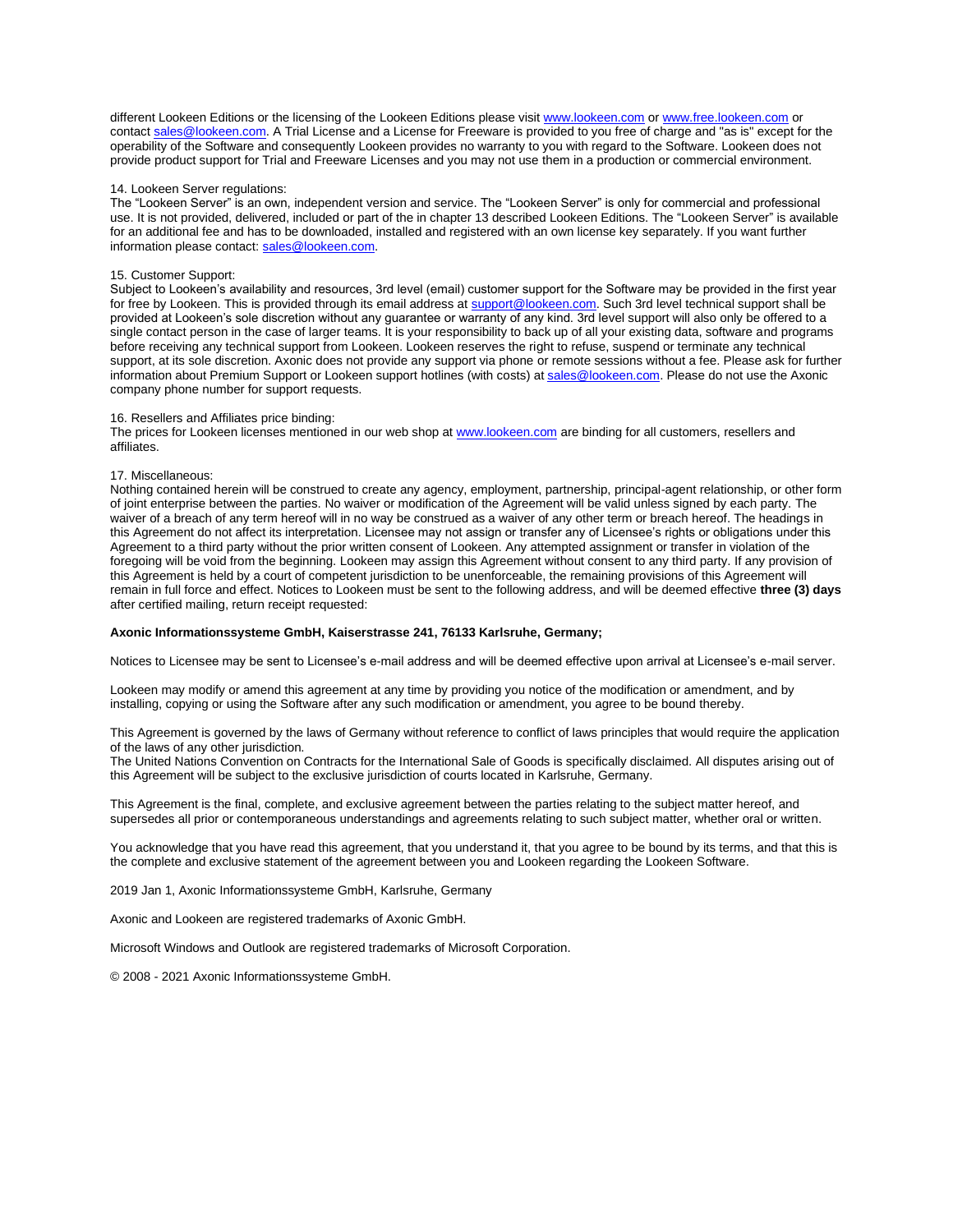different Lookeen Editions or the licensing of the Lookeen Editions please visit www.lookeen.com or www.free.lookeen.com or contact sales@lookeen.com. A Trial License and a License for Freeware is provided to you free of charge and "as is" except for the operability of the Software and consequently Lookeen provides no warranty to you with regard to the Software. Lookeen does not provide product support for Trial and Freeware Licenses and you may not use them in a production or commercial environment.

14. Lookeen Server regulations:
The "Lookeen Server" is an own, independent version and service. The "Lookeen Server" is only for commercial and professional use. It is not provided, delivered, included or part of the in chapter 13 described Lookeen Editions. The "Lookeen Server" is available for an additional fee and has to be downloaded, installed and registered with an own license key separately. If you want further information please contact: sales@lookeen.com.

15. Customer Support:
Subject to Lookeen's availability and resources, 3rd level (email) customer support for the Software may be provided in the first year for free by Lookeen. This is provided through its email address at support@lookeen.com. Such 3rd level technical support shall be provided at Lookeen's sole discretion without any guarantee or warranty of any kind. 3rd level support will also only be offered to a single contact person in the case of larger teams. It is your responsibility to back up of all your existing data, software and programs before receiving any technical support from Lookeen. Lookeen reserves the right to refuse, suspend or terminate any technical support, at its sole discretion. Axonic does not provide any support via phone or remote sessions without a fee. Please ask for further information about Premium Support or Lookeen support hotlines (with costs) at sales@lookeen.com. Please do not use the Axonic company phone number for support requests.

16. Resellers and Affiliates price binding:
The prices for Lookeen licenses mentioned in our web shop at www.lookeen.com are binding for all customers, resellers and affiliates.

17. Miscellaneous:
Nothing contained herein will be construed to create any agency, employment, partnership, principal-agent relationship, or other form of joint enterprise between the parties. No waiver or modification of the Agreement will be valid unless signed by each party. The waiver of a breach of any term hereof will in no way be construed as a waiver of any other term or breach hereof. The headings in this Agreement do not affect its interpretation. Licensee may not assign or transfer any of Licensee's rights or obligations under this Agreement to a third party without the prior written consent of Lookeen. Any attempted assignment or transfer in violation of the foregoing will be void from the beginning. Lookeen may assign this Agreement without consent to any third party. If any provision of this Agreement is held by a court of competent jurisdiction to be unenforceable, the remaining provisions of this Agreement will remain in full force and effect. Notices to Lookeen must be sent to the following address, and will be deemed effective **three (3) days** after certified mailing, return receipt requested:

**Axonic Informationssysteme GmbH, Kaiserstrasse 241, 76133 Karlsruhe, Germany;**

Notices to Licensee may be sent to Licensee's e-mail address and will be deemed effective upon arrival at Licensee's e-mail server.

Lookeen may modify or amend this agreement at any time by providing you notice of the modification or amendment, and by installing, copying or using the Software after any such modification or amendment, you agree to be bound thereby.

This Agreement is governed by the laws of Germany without reference to conflict of laws principles that would require the application of the laws of any other jurisdiction.
The United Nations Convention on Contracts for the International Sale of Goods is specifically disclaimed. All disputes arising out of this Agreement will be subject to the exclusive jurisdiction of courts located in Karlsruhe, Germany.

This Agreement is the final, complete, and exclusive agreement between the parties relating to the subject matter hereof, and supersedes all prior or contemporaneous understandings and agreements relating to such subject matter, whether oral or written.

You acknowledge that you have read this agreement, that you understand it, that you agree to be bound by its terms, and that this is the complete and exclusive statement of the agreement between you and Lookeen regarding the Lookeen Software.

2019 Jan 1, Axonic Informationssysteme GmbH, Karlsruhe, Germany

Axonic and Lookeen are registered trademarks of Axonic GmbH.

Microsoft Windows and Outlook are registered trademarks of Microsoft Corporation.

© 2008 - 2021 Axonic Informationssysteme GmbH.